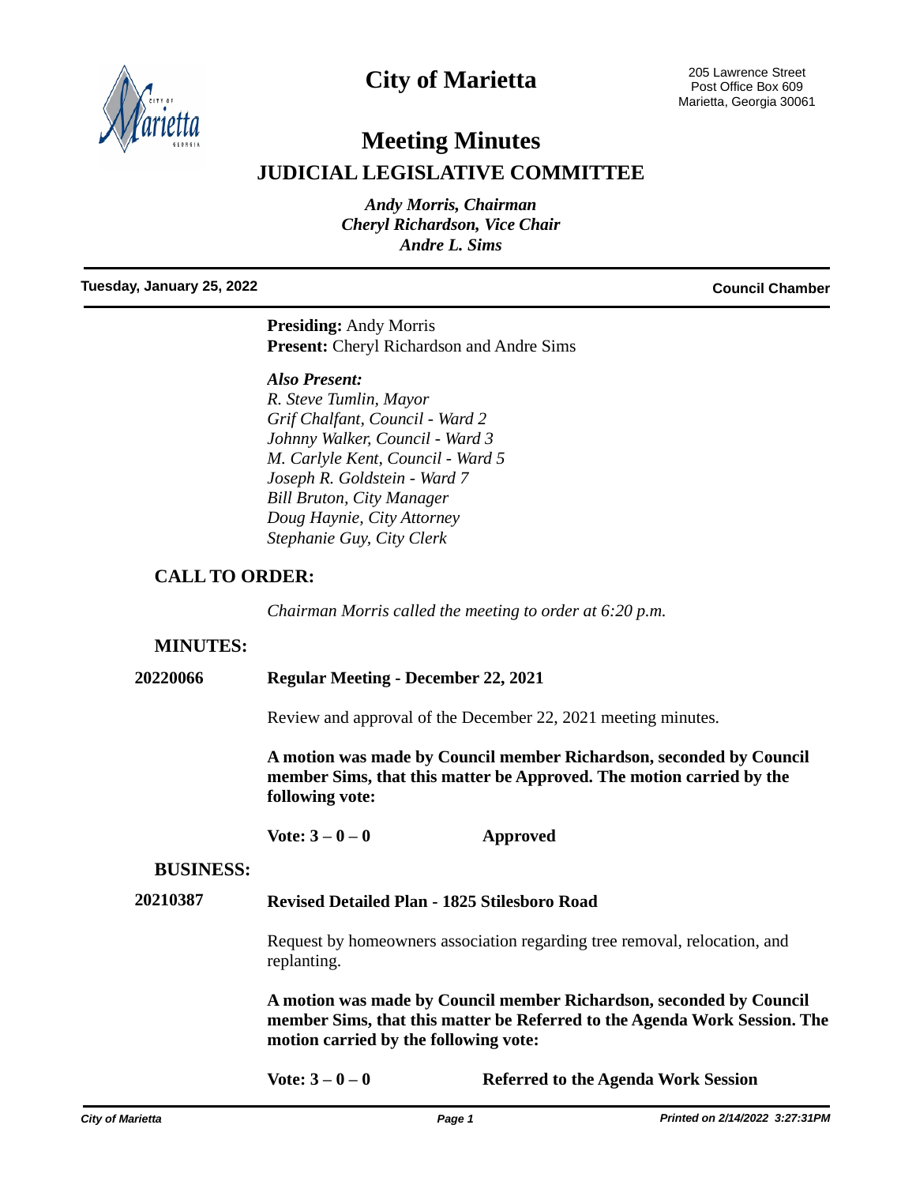# City of Marietta

205 Lawrence Street
Post Office Box 609
Marietta, Georgia 30061

# Meeting Minutes

## JUDICIAL LEGISLATIVE COMMITTEE

*Andy Morris, Chairman*
*Cheryl Richardson, Vice Chair*
*Andre L. Sims*

**Tuesday, January 25, 2022** **Council Chamber**

**Presiding:** Andy Morris
**Present:** Cheryl Richardson and Andre Sims

***Also Present:***
*R. Steve Tumlin, Mayor*
*Grif Chalfant, Council - Ward 2*
*Johnny Walker, Council - Ward 3*
*M. Carlyle Kent, Council - Ward 5*
*Joseph R. Goldstein - Ward 7*
*Bill Bruton, City Manager*
*Doug Haynie, City Attorney*
*Stephanie Guy, City Clerk*

## CALL TO ORDER:

*Chairman Morris called the meeting to order at 6:20 p.m.*

## MINUTES:

**20220066** **Regular Meeting - December 22, 2021**

Review and approval of the December 22, 2021 meeting minutes.

**A motion was made by Council member Richardson, seconded by Council member Sims, that this matter be Approved. The motion carried by the following vote:**

**Vote: 3 – 0 – 0** **Approved**

## BUSINESS:

**20210387** **Revised Detailed Plan - 1825 Stilesboro Road**

Request by homeowners association regarding tree removal, relocation, and replanting.

**A motion was made by Council member Richardson, seconded by Council member Sims, that this matter be Referred to the Agenda Work Session. The motion carried by the following vote:**

**Vote: 3 – 0 – 0** **Referred to the Agenda Work Session**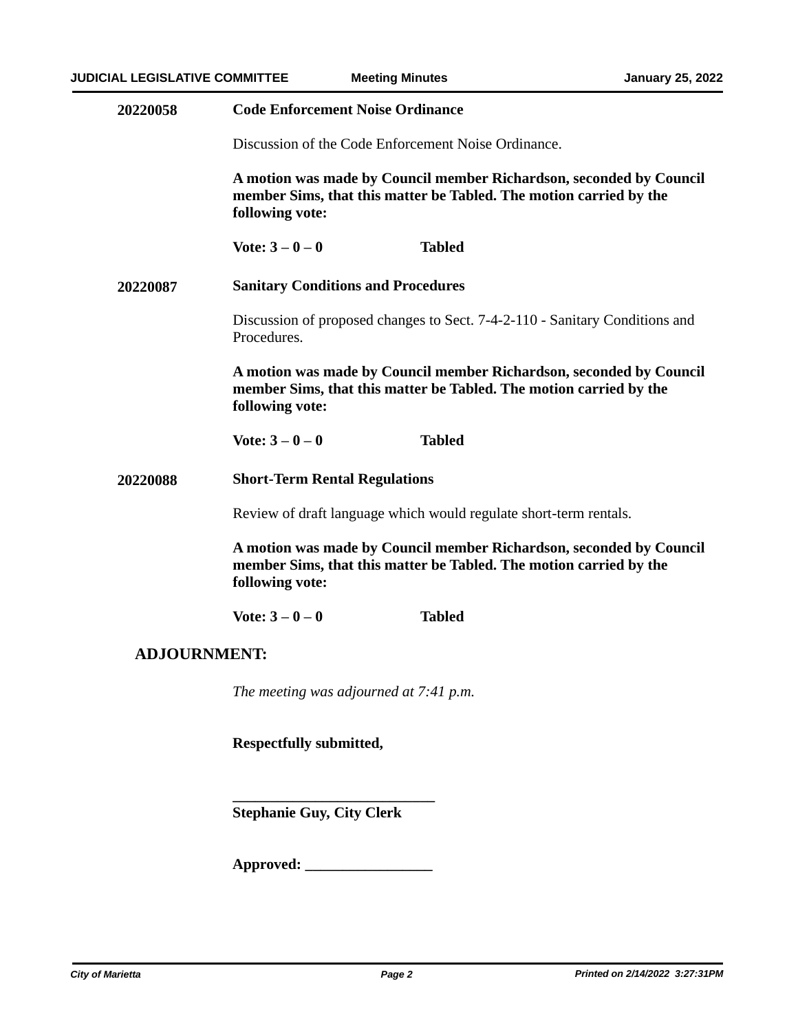**20220058** **Code Enforcement Noise Ordinance**

Discussion of the Code Enforcement Noise Ordinance.

**A motion was made by Council member Richardson, seconded by Council member Sims, that this matter be Tabled. The motion carried by the following vote:**

**Vote: 3 – 0 – 0** **Tabled**

**20220087** **Sanitary Conditions and Procedures**

Discussion of proposed changes to Sect. 7-4-2-110 - Sanitary Conditions and Procedures.

**A motion was made by Council member Richardson, seconded by Council member Sims, that this matter be Tabled. The motion carried by the following vote:**

**Vote: 3 – 0 – 0** **Tabled**

**20220088** **Short-Term Rental Regulations**

Review of draft language which would regulate short-term rentals.

**A motion was made by Council member Richardson, seconded by Council member Sims, that this matter be Tabled. The motion carried by the following vote:**

**Vote: 3 – 0 – 0** **Tabled**

## ADJOURNMENT:

*The meeting was adjourned at 7:41 p.m.*

**Respectfully submitted,**

**\_\_\_\_\_\_\_\_\_\_\_\_\_\_\_\_\_\_\_\_\_\_\_\_\_\_\_\_**
**Stephanie Guy, City Clerk**

**Approved: \_\_\_\_\_\_\_\_\_\_\_\_\_\_\_\_\_**